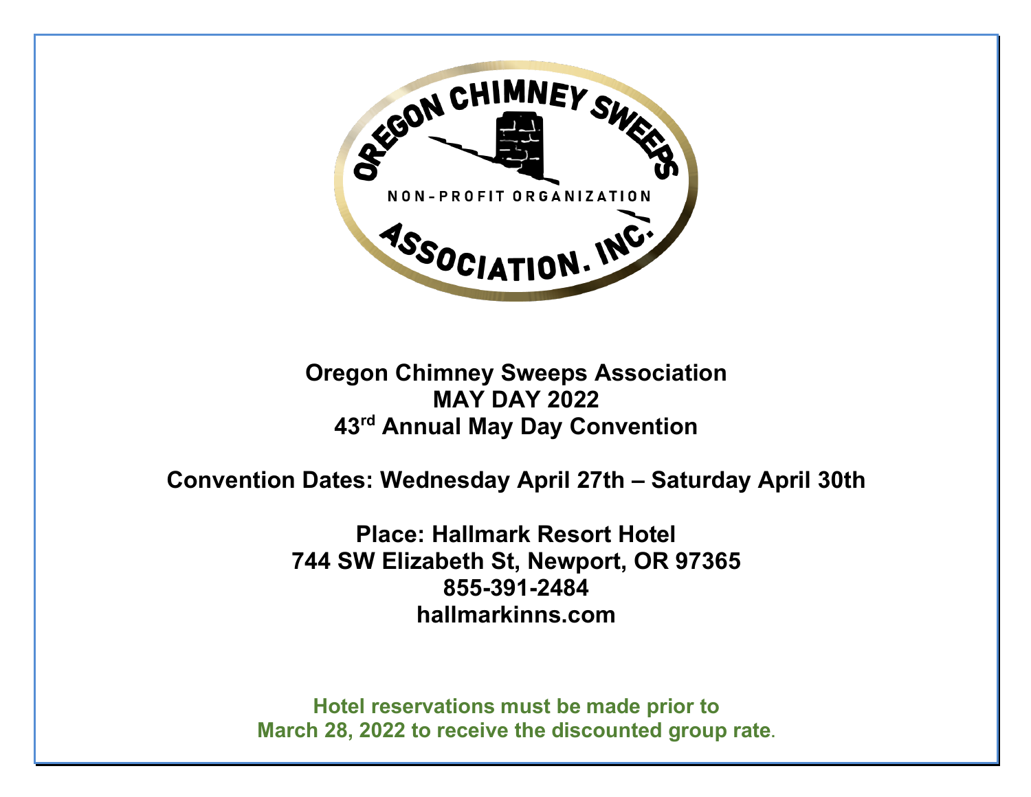OREGON CHIMNEY SWEEPS NON-PROFIT ORGANIZATION ASSOCIATION. INC.

**Oregon Chimney Sweeps Association**
**MAY DAY 2022**
**43rd Annual May Day Convention**

**Convention Dates: Wednesday April 27th – Saturday April 30th**

**Place: Hallmark Resort Hotel**
**744 SW Elizabeth St, Newport, OR 97365**
**855-391-2484**
**hallmarkinns.com**

**Hotel reservations must be made prior to March 28, 2022 to receive the discounted group rate.**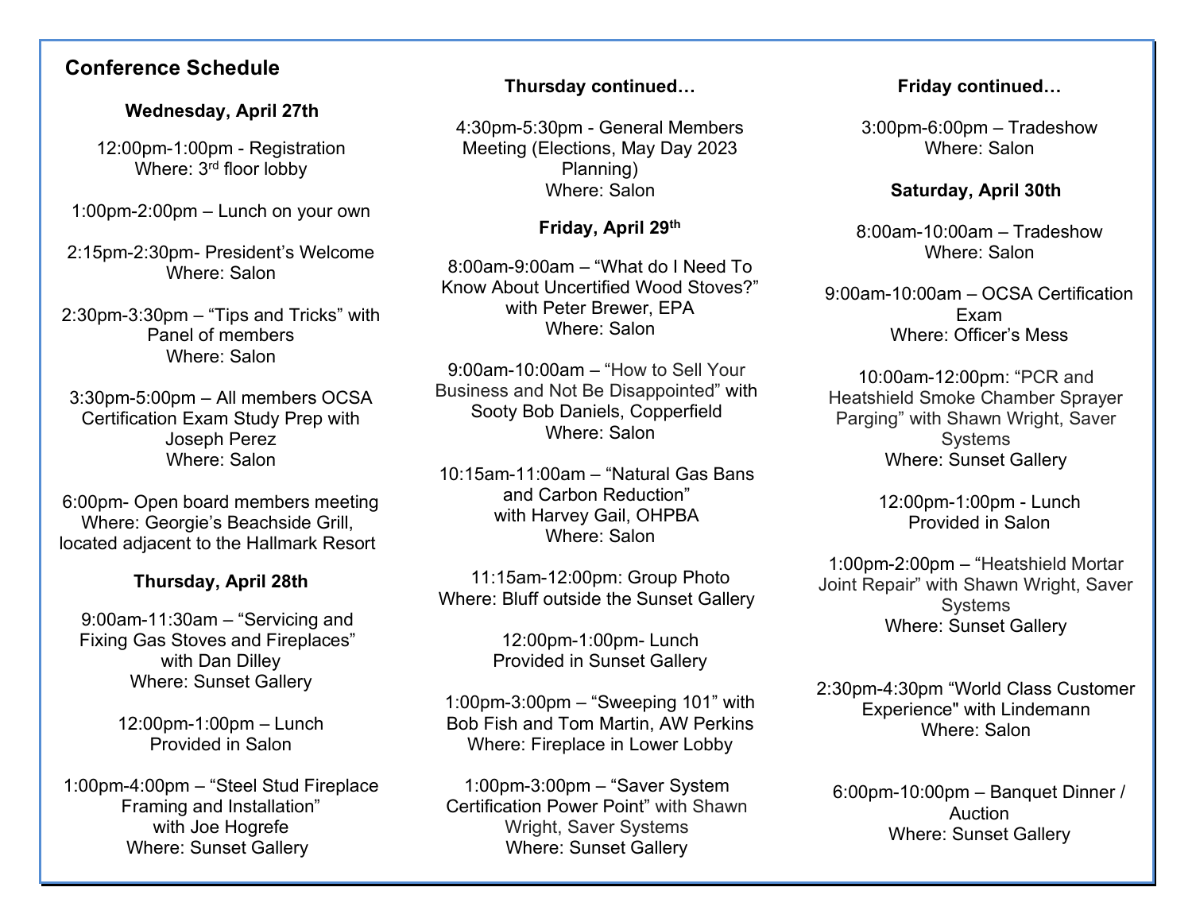## Conference Schedule

### Wednesday, April 27th

12:00pm-1:00pm - Registration
Where: 3rd floor lobby

1:00pm-2:00pm – Lunch on your own

2:15pm-2:30pm- President's Welcome
Where: Salon

2:30pm-3:30pm – "Tips and Tricks" with Panel of members
Where: Salon

3:30pm-5:00pm – All members OCSA Certification Exam Study Prep with Joseph Perez
Where: Salon

6:00pm- Open board members meeting
Where: Georgie's Beachside Grill, located adjacent to the Hallmark Resort

### Thursday, April 28th

9:00am-11:30am – "Servicing and Fixing Gas Stoves and Fireplaces" with Dan Dilley
Where: Sunset Gallery

12:00pm-1:00pm – Lunch
Provided in Salon

1:00pm-4:00pm – "Steel Stud Fireplace Framing and Installation" with Joe Hogrefe
Where: Sunset Gallery

### Thursday continued…

4:30pm-5:30pm - General Members Meeting (Elections, May Day 2023 Planning)
Where: Salon

### Friday, April 29th

8:00am-9:00am – "What do I Need To Know About Uncertified Wood Stoves?" with Peter Brewer, EPA
Where: Salon

9:00am-10:00am – "How to Sell Your Business and Not Be Disappointed" with Sooty Bob Daniels, Copperfield
Where: Salon

10:15am-11:00am – "Natural Gas Bans and Carbon Reduction" with Harvey Gail, OHPBA
Where: Salon

11:15am-12:00pm: Group Photo
Where: Bluff outside the Sunset Gallery

12:00pm-1:00pm- Lunch
Provided in Sunset Gallery

1:00pm-3:00pm – "Sweeping 101" with Bob Fish and Tom Martin, AW Perkins
Where: Fireplace in Lower Lobby

1:00pm-3:00pm – "Saver System Certification Power Point" with Shawn Wright, Saver Systems
Where: Sunset Gallery

### Friday continued…

3:00pm-6:00pm – Tradeshow
Where: Salon

### Saturday, April 30th

8:00am-10:00am – Tradeshow
Where: Salon

9:00am-10:00am – OCSA Certification Exam
Where: Officer's Mess

10:00am-12:00pm: "PCR and Heatshield Smoke Chamber Sprayer Parging" with Shawn Wright, Saver Systems
Where: Sunset Gallery

12:00pm-1:00pm - Lunch
Provided in Salon

1:00pm-2:00pm – "Heatshield Mortar Joint Repair" with Shawn Wright, Saver Systems
Where: Sunset Gallery

2:30pm-4:30pm "World Class Customer Experience" with Lindemann
Where: Salon

6:00pm-10:00pm – Banquet Dinner / Auction
Where: Sunset Gallery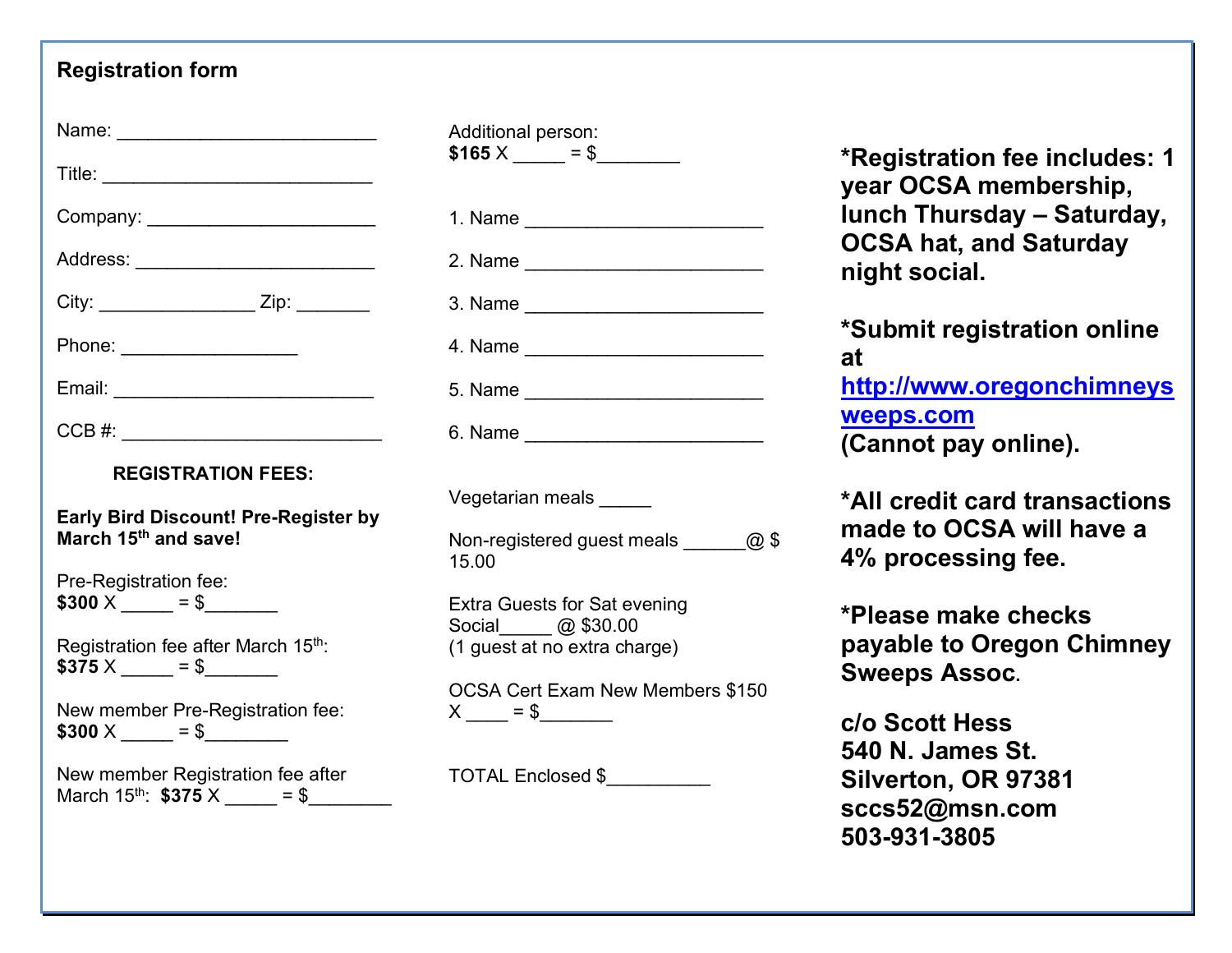## Registration form

Name: ________________________

Title: ________________________

Company: _____________________

Address: ______________________

City: ______________ Zip: _______

Phone: ________________

Email: ________________________

CCB #: ________________________

**REGISTRATION FEES:**

**Early Bird Discount! Pre-Register by March 15th and save!**

Pre-Registration fee:
**$300** X _____ = $_______

Registration fee after March 15th:
**$375** X _____ = $_______

New member Pre-Registration fee:
**$300** X _____ = $________

New member Registration fee after March 15th: **$375** X _____ = $________

Additional person:
**$165** X _____ = $________

1. Name ______________________
2. Name ______________________
3. Name ______________________
4. Name ______________________
5. Name ______________________
6. Name ______________________

Vegetarian meals _____

Non-registered guest meals ______@ $ 15.00

Extra Guests for Sat evening Social_____ @ $30.00
(1 guest at no extra charge)

OCSA Cert Exam New Members $150 X ____ = $_______

TOTAL Enclosed $__________

**\*Registration fee includes: 1 year OCSA membership, lunch Thursday – Saturday, OCSA hat, and Saturday night social.**

**\*Submit registration online at [http://www.oregonchimneysweeps.com](http://www.oregonchimneysweeps.com) (Cannot pay online).**

**\*All credit card transactions made to OCSA will have a 4% processing fee.**

**\*Please make checks payable to Oregon Chimney Sweeps Assoc.**

**c/o Scott Hess**
**540 N. James St.**
**Silverton, OR 97381**
**sccs52@msn.com**
**503-931-3805**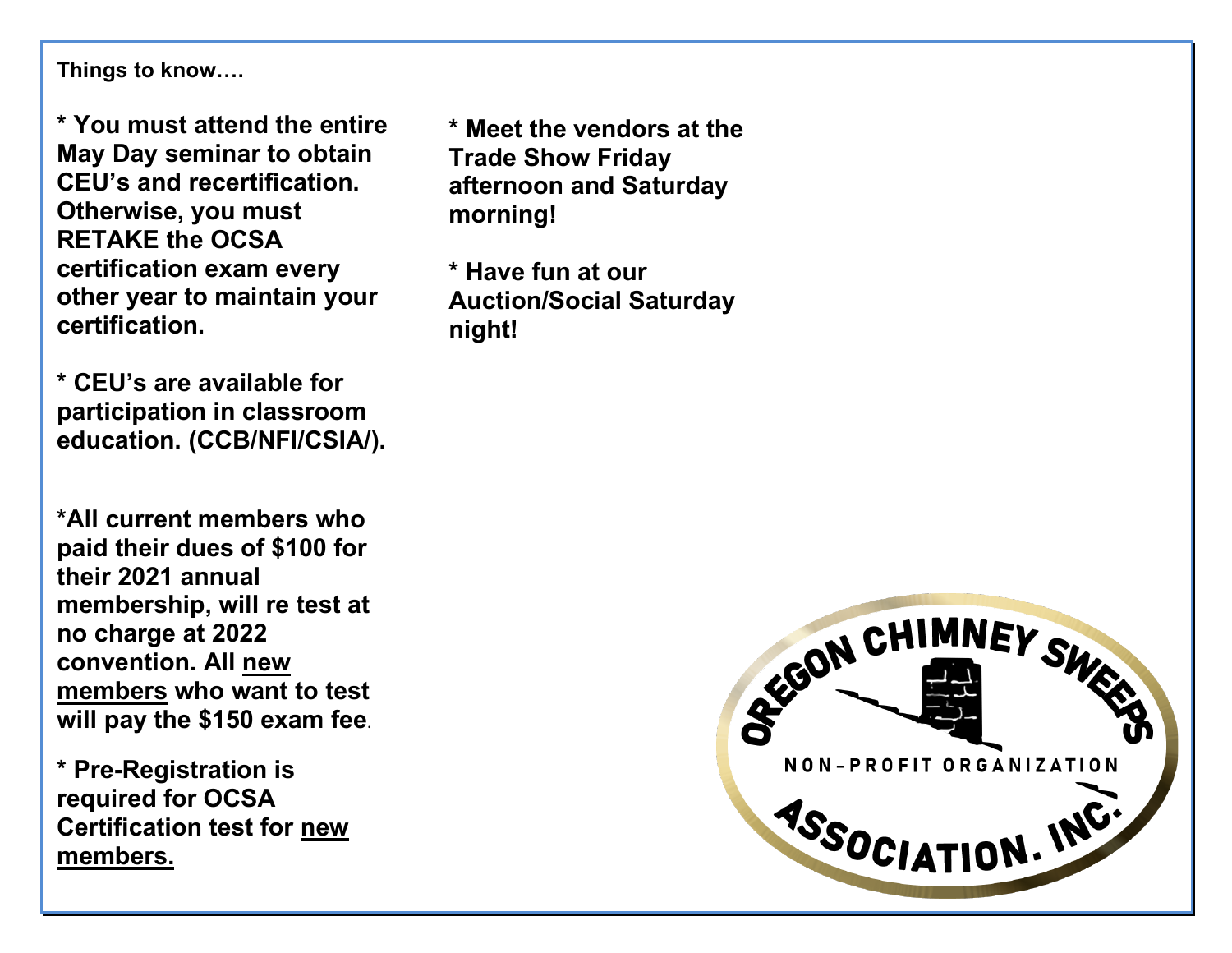**Things to know….**

**\* You must attend the entire May Day seminar to obtain CEU's and recertification. Otherwise, you must RETAKE the OCSA certification exam every other year to maintain your certification.**

**\* CEU's are available for participation in classroom education. (CCB/NFI/CSIA/).**

**\*All current members who paid their dues of $100 for their 2021 annual membership, will re test at no charge at 2022 convention. All new members who want to test will pay the $150 exam fee**.

**\* Pre-Registration is required for OCSA Certification test for new members.**

**\* Meet the vendors at the Trade Show Friday afternoon and Saturday morning!**

**\* Have fun at our Auction/Social Saturday night!**

OREGON CHIMNEY SWEEPS

NON-PROFIT ORGANIZATION

ASSOCIATION. INC.